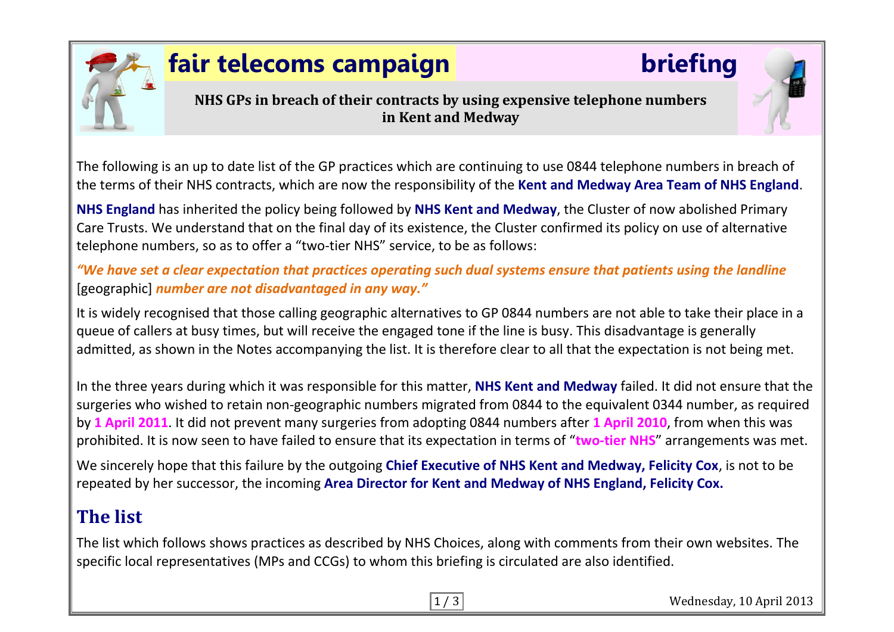# fair telecoms campaign briefing

**NHS GPs in breach of their contracts by using expensive telephone numbers in Kent and Medway**

The following is an up to date list of the GP practices which are continuing to use 0844 telephone numbers in breach of the terms of their NHS contracts, which are now the responsibility of the **Kent and Medway Area Team of NHS England**.

**NHS England** has inherited the policy being followed by **NHS Kent and Medway**, the Cluster of now abolished Primary Care Trusts. We understand that on the final day of its existence, the Cluster confirmed its policy on use of alternative telephone numbers, so as to offer a "two-tier NHS" service, to be as follows:

***"We have set a clear expectation that practices operating such dual systems ensure that patients using the landline*** [geographic] ***number are not disadvantaged in any way."***

It is widely recognised that those calling geographic alternatives to GP 0844 numbers are not able to take their place in a queue of callers at busy times, but will receive the engaged tone if the line is busy. This disadvantage is generally admitted, as shown in the Notes accompanying the list. It is therefore clear to all that the expectation is not being met.

In the three years during which it was responsible for this matter, **NHS Kent and Medway** failed. It did not ensure that the surgeries who wished to retain non-geographic numbers migrated from 0844 to the equivalent 0344 number, as required by **1 April 2011**. It did not prevent many surgeries from adopting 0844 numbers after **1 April 2010**, from when this was prohibited. It is now seen to have failed to ensure that its expectation in terms of "**two-tier NHS**" arrangements was met.

We sincerely hope that this failure by the outgoing **Chief Executive of NHS Kent and Medway, Felicity Cox**, is not to be repeated by her successor, the incoming **Area Director for Kent and Medway of NHS England, Felicity Cox.**

## The list

The list which follows shows practices as described by NHS Choices, along with comments from their own websites. The specific local representatives (MPs and CCGs) to whom this briefing is circulated are also identified.

Wednesday, 10 April 2013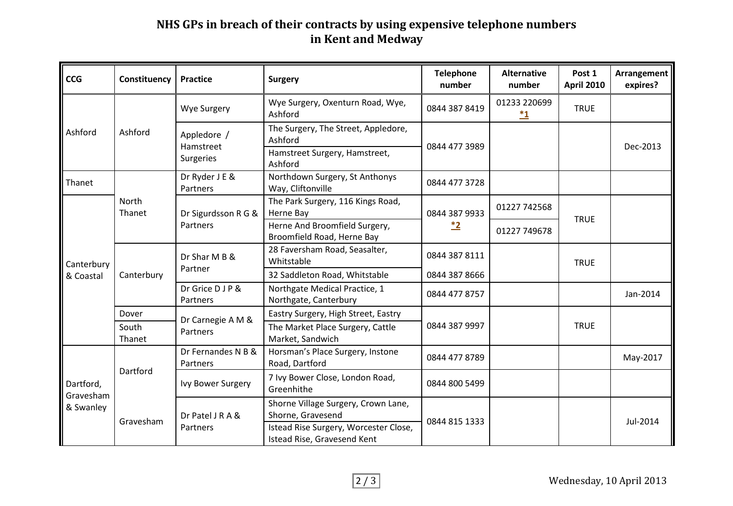# NHS GPs in breach of their contracts by using expensive telephone numbers in Kent and Medway

| CCG | Constituency | Practice | Surgery | Telephone number | Alternative number | Post 1 April 2010 | Arrangement expires? |
|---|---|---|---|---|---|---|---|
| Ashford | Ashford | Wye Surgery | Wye Surgery, Oxenturn Road, Wye, Ashford | 0844 387 8419 | 01233 220699 *1 | TRUE | |
| | | Appledore / Hamstreet Surgeries | The Surgery, The Street, Appledore, Ashford | 0844 477 3989 | | | Dec-2013 |
| | | | Hamstreet Surgery, Hamstreet, Ashford | | | | |
| Thanet | North Thanet | Dr Ryder J E & Partners | Northdown Surgery, St Anthonys Way, Cliftonville | 0844 477 3728 | | | |
| Canterbury & Coastal | | Dr Sigurdsson R G & Partners | The Park Surgery, 116 Kings Road, Herne Bay | 0844 387 9933 *2 | 01227 742568 | TRUE | |
| | | | Herne And Broomfield Surgery, Broomfield Road, Herne Bay | | 01227 749678 | | |
| | Canterbury | Dr Shar M B & Partner | 28 Faversham Road, Seasalter, Whitstable | 0844 387 8111 | | TRUE | |
| | | | 32 Saddleton Road, Whitstable | 0844 387 8666 | | | |
| | | Dr Grice D J P & Partners | Northgate Medical Practice, 1 Northgate, Canterbury | 0844 477 8757 | | | Jan-2014 |
| | Dover | Dr Carnegie A M & Partners | Eastry Surgery, High Street, Eastry | 0844 387 9997 | | TRUE | |
| | South Thanet | | The Market Place Surgery, Cattle Market, Sandwich | | | | |
| Dartford, Gravesham & Swanley | Dartford | Dr Fernandes N B & Partners | Horsman's Place Surgery, Instone Road, Dartford | 0844 477 8789 | | | May-2017 |
| | | Ivy Bower Surgery | 7 Ivy Bower Close, London Road, Greenhithe | 0844 800 5499 | | | |
| | Gravesham | Dr Patel J R A & Partners | Shorne Village Surgery, Crown Lane, Shorne, Gravesend | 0844 815 1333 | | | Jul-2014 |
| | | | Istead Rise Surgery, Worcester Close, Istead Rise, Gravesend Kent | | | | |

Wednesday, 10 April 2013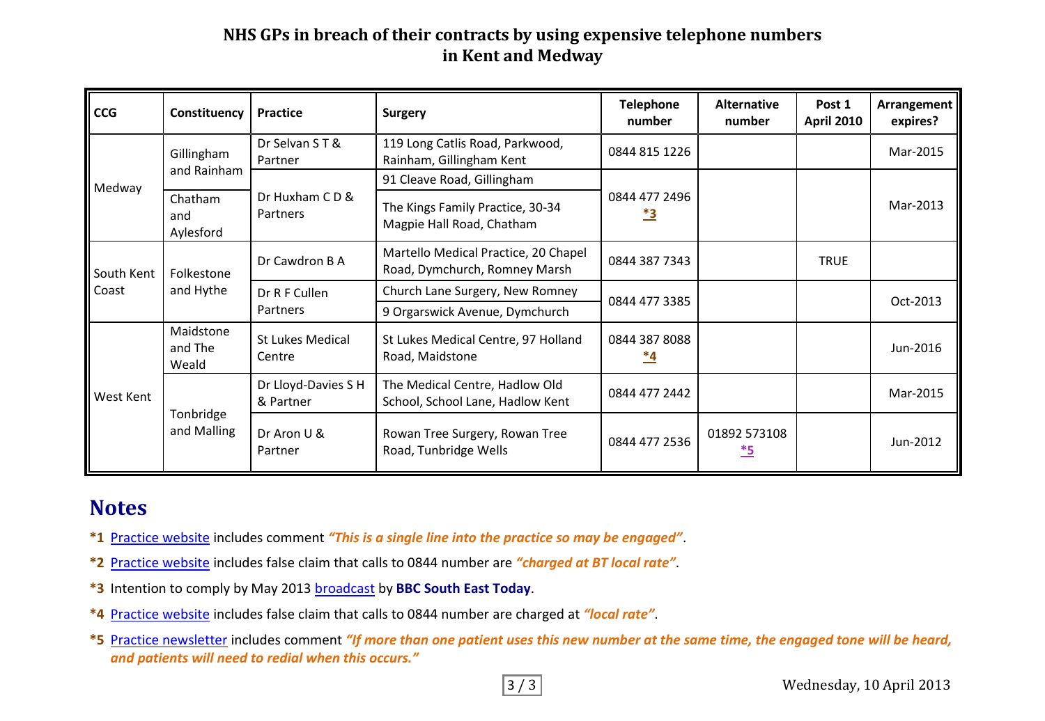# NHS GPs in breach of their contracts by using expensive telephone numbers in Kent and Medway

| CCG | Constituency | Practice | Surgery | Telephone number | Alternative number | Post 1 April 2010 | Arrangement expires? |
|---|---|---|---|---|---|---|---|
| Medway | Gillingham and Rainham | Dr Selvan S T & Partner | 119 Long Catlis Road, Parkwood, Rainham, Gillingham Kent | 0844 815 1226 | | | Mar-2015 |
| | | Dr Huxham C D & Partners | 91 Cleave Road, Gillingham | 0844 477 2496 *3 | | | Mar-2013 |
| | Chatham and Aylesford | | The Kings Family Practice, 30-34 Magpie Hall Road, Chatham | | | | |
| South Kent Coast | Folkestone and Hythe | Dr Cawdron B A | Martello Medical Practice, 20 Chapel Road, Dymchurch, Romney Marsh | 0844 387 7343 | | TRUE | |
| | | Dr R F Cullen Partners | Church Lane Surgery, New Romney | 0844 477 3385 | | | Oct-2013 |
| | | | 9 Orgarswick Avenue, Dymchurch | | | | |
| West Kent | Maidstone and The Weald | St Lukes Medical Centre | St Lukes Medical Centre, 97 Holland Road, Maidstone | 0844 387 8088 *4 | | | Jun-2016 |
| | Tonbridge and Malling | Dr Lloyd-Davies S H & Partner | The Medical Centre, Hadlow Old School, School Lane, Hadlow Kent | 0844 477 2442 | | | Mar-2015 |
| | | Dr Aron U & Partner | Rowan Tree Surgery, Rowan Tree Road, Tunbridge Wells | 0844 477 2536 | 01892 573108 *5 | | Jun-2012 |

## Notes

**\*1** Practice website includes comment ***"This is a single line into the practice so may be engaged"***.

**\*2** Practice website includes false claim that calls to 0844 number are ***"charged at BT local rate"***.

**\*3** Intention to comply by May 2013 broadcast by **BBC South East Today**.

**\*4** Practice website includes false claim that calls to 0844 number are charged at ***"local rate"***.

**\*5** Practice newsletter includes comment ***"If more than one patient uses this new number at the same time, the engaged tone will be heard, and patients will need to redial when this occurs."***

Wednesday, 10 April 2013